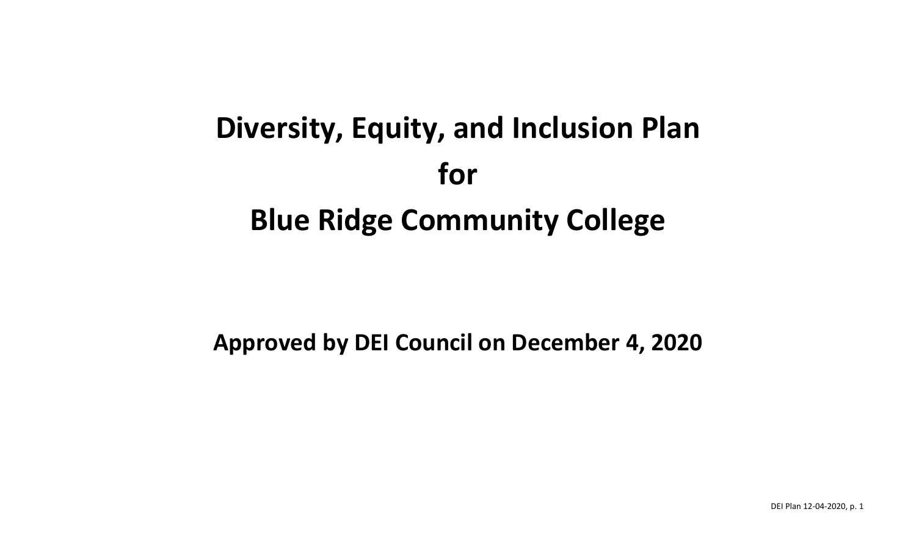# Diversity, Equity, and Inclusion Plan
# for
# Blue Ridge Community College

**Approved by DEI Council on December 4, 2020**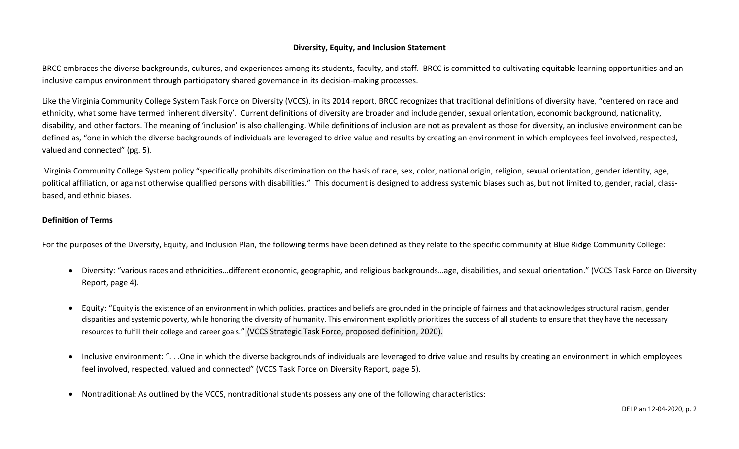**Diversity, Equity, and Inclusion Statement**

BRCC embraces the diverse backgrounds, cultures, and experiences among its students, faculty, and staff. BRCC is committed to cultivating equitable learning opportunities and an inclusive campus environment through participatory shared governance in its decision-making processes.

Like the Virginia Community College System Task Force on Diversity (VCCS), in its 2014 report, BRCC recognizes that traditional definitions of diversity have, "centered on race and ethnicity, what some have termed 'inherent diversity'. Current definitions of diversity are broader and include gender, sexual orientation, economic background, nationality, disability, and other factors. The meaning of 'inclusion' is also challenging. While definitions of inclusion are not as prevalent as those for diversity, an inclusive environment can be defined as, "one in which the diverse backgrounds of individuals are leveraged to drive value and results by creating an environment in which employees feel involved, respected, valued and connected" (pg. 5).

Virginia Community College System policy "specifically prohibits discrimination on the basis of race, sex, color, national origin, religion, sexual orientation, gender identity, age, political affiliation, or against otherwise qualified persons with disabilities." This document is designed to address systemic biases such as, but not limited to, gender, racial, class-based, and ethnic biases.

**Definition of Terms**

For the purposes of the Diversity, Equity, and Inclusion Plan, the following terms have been defined as they relate to the specific community at Blue Ridge Community College:

- Diversity: "various races and ethnicities…different economic, geographic, and religious backgrounds…age, disabilities, and sexual orientation." (VCCS Task Force on Diversity Report, page 4).

- Equity: "Equity is the existence of an environment in which policies, practices and beliefs are grounded in the principle of fairness and that acknowledges structural racism, gender disparities and systemic poverty, while honoring the diversity of humanity. This environment explicitly prioritizes the success of all students to ensure that they have the necessary resources to fulfill their college and career goals." (VCCS Strategic Task Force, proposed definition, 2020).

- Inclusive environment: ". . .One in which the diverse backgrounds of individuals are leveraged to drive value and results by creating an environment in which employees feel involved, respected, valued and connected" (VCCS Task Force on Diversity Report, page 5).

- Nontraditional: As outlined by the VCCS, nontraditional students possess any one of the following characteristics: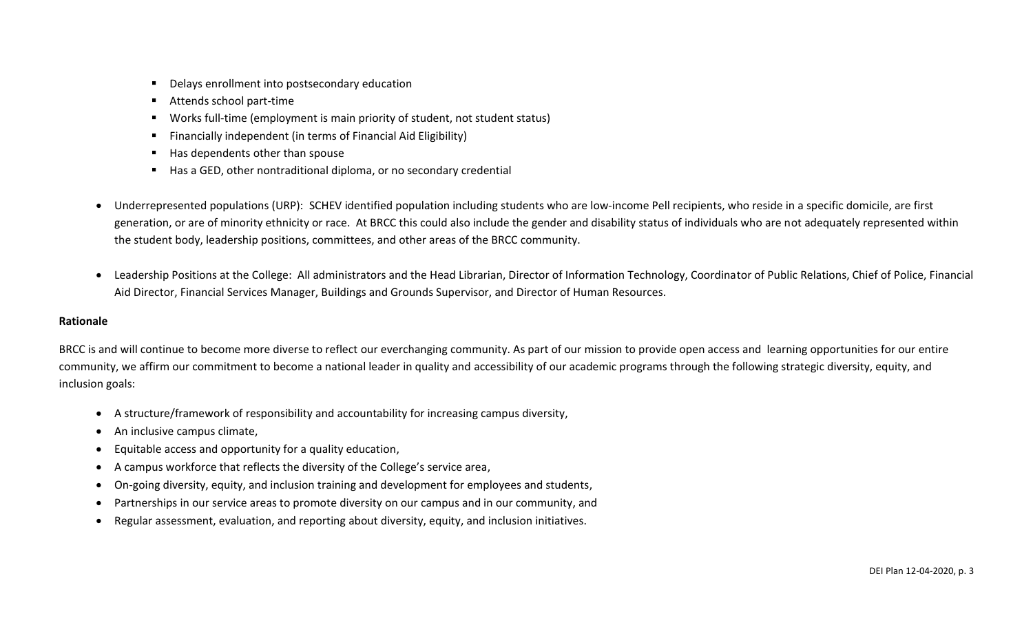- Delays enrollment into postsecondary education
  - Attends school part-time
  - Works full-time (employment is main priority of student, not student status)
  - Financially independent (in terms of Financial Aid Eligibility)
  - Has dependents other than spouse
  - Has a GED, other nontraditional diploma, or no secondary credential

- Underrepresented populations (URP): SCHEV identified population including students who are low-income Pell recipients, who reside in a specific domicile, are first generation, or are of minority ethnicity or race. At BRCC this could also include the gender and disability status of individuals who are not adequately represented within the student body, leadership positions, committees, and other areas of the BRCC community.

- Leadership Positions at the College: All administrators and the Head Librarian, Director of Information Technology, Coordinator of Public Relations, Chief of Police, Financial Aid Director, Financial Services Manager, Buildings and Grounds Supervisor, and Director of Human Resources.

**Rationale**

BRCC is and will continue to become more diverse to reflect our everchanging community. As part of our mission to provide open access and learning opportunities for our entire community, we affirm our commitment to become a national leader in quality and accessibility of our academic programs through the following strategic diversity, equity, and inclusion goals:

- A structure/framework of responsibility and accountability for increasing campus diversity,
- An inclusive campus climate,
- Equitable access and opportunity for a quality education,
- A campus workforce that reflects the diversity of the College's service area,
- On-going diversity, equity, and inclusion training and development for employees and students,
- Partnerships in our service areas to promote diversity on our campus and in our community, and
- Regular assessment, evaluation, and reporting about diversity, equity, and inclusion initiatives.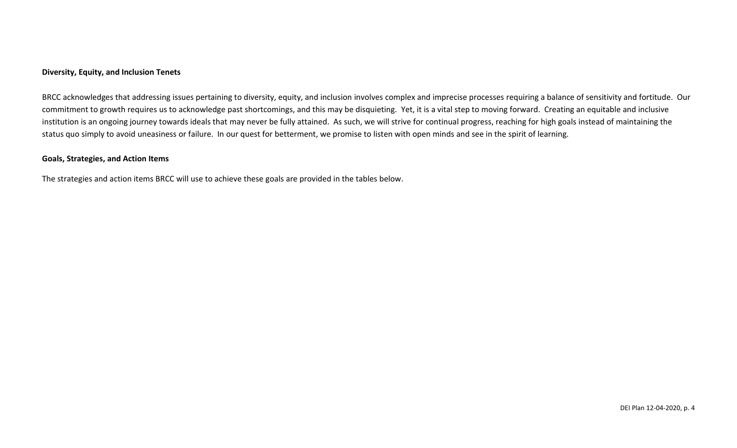**Diversity, Equity, and Inclusion Tenets**

BRCC acknowledges that addressing issues pertaining to diversity, equity, and inclusion involves complex and imprecise processes requiring a balance of sensitivity and fortitude. Our commitment to growth requires us to acknowledge past shortcomings, and this may be disquieting. Yet, it is a vital step to moving forward. Creating an equitable and inclusive institution is an ongoing journey towards ideals that may never be fully attained. As such, we will strive for continual progress, reaching for high goals instead of maintaining the status quo simply to avoid uneasiness or failure. In our quest for betterment, we promise to listen with open minds and see in the spirit of learning.

**Goals, Strategies, and Action Items**

The strategies and action items BRCC will use to achieve these goals are provided in the tables below.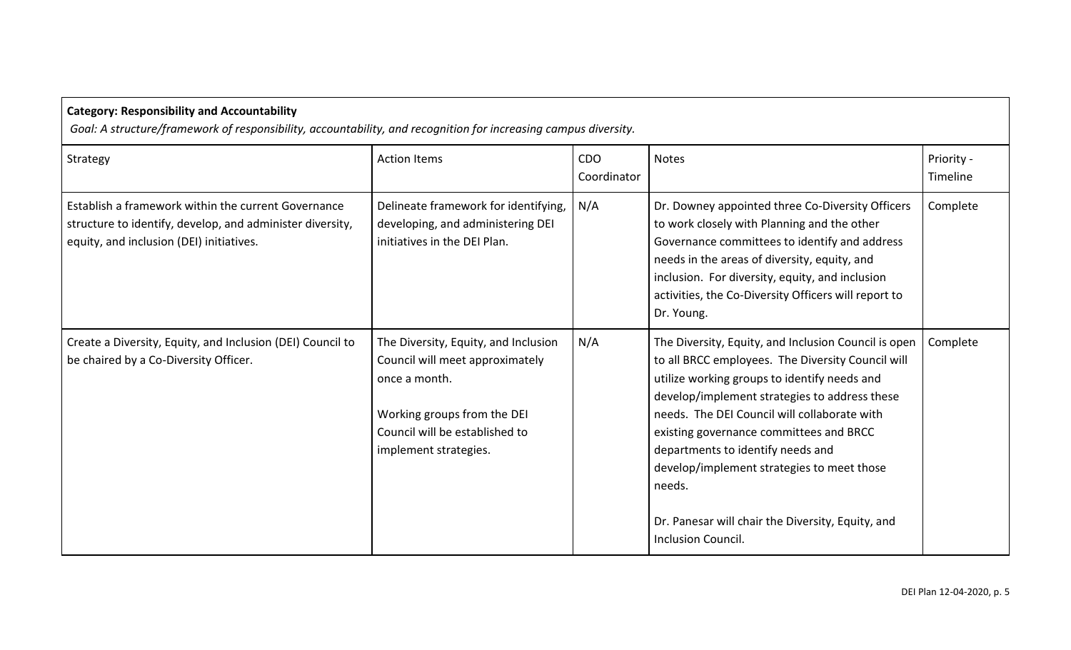**Category: Responsibility and Accountability**

*Goal: A structure/framework of responsibility, accountability, and recognition for increasing campus diversity.*

| Strategy | Action Items | CDO Coordinator | Notes | Priority - Timeline |
|---|---|---|---|---|
| Establish a framework within the current Governance structure to identify, develop, and administer diversity, equity, and inclusion (DEI) initiatives. | Delineate framework for identifying, developing, and administering DEI initiatives in the DEI Plan. | N/A | Dr. Downey appointed three Co-Diversity Officers to work closely with Planning and the other Governance committees to identify and address needs in the areas of diversity, equity, and inclusion. For diversity, equity, and inclusion activities, the Co-Diversity Officers will report to Dr. Young. | Complete |
| Create a Diversity, Equity, and Inclusion (DEI) Council to be chaired by a Co-Diversity Officer. | The Diversity, Equity, and Inclusion Council will meet approximately once a month.<br><br>Working groups from the DEI Council will be established to implement strategies. | N/A | The Diversity, Equity, and Inclusion Council is open to all BRCC employees. The Diversity Council will utilize working groups to identify needs and develop/implement strategies to address these needs. The DEI Council will collaborate with existing governance committees and BRCC departments to identify needs and develop/implement strategies to meet those needs.<br><br>Dr. Panesar will chair the Diversity, Equity, and Inclusion Council. | Complete |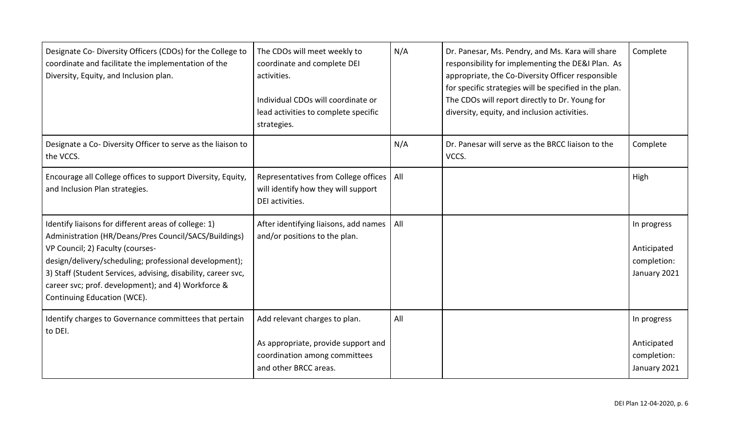| Designate Co- Diversity Officers (CDOs) for the College to coordinate and facilitate the implementation of the Diversity, Equity, and Inclusion plan. | The CDOs will meet weekly to coordinate and complete DEI activities.<br><br>Individual CDOs will coordinate or lead activities to complete specific strategies. | N/A | Dr. Panesar, Ms. Pendry, and Ms. Kara will share responsibility for implementing the DE&I Plan. As appropriate, the Co-Diversity Officer responsible for specific strategies will be specified in the plan. The CDOs will report directly to Dr. Young for diversity, equity, and inclusion activities. | Complete |
|---|---|---|---|---|
| Designate a Co- Diversity Officer to serve as the liaison to the VCCS. | | N/A | Dr. Panesar will serve as the BRCC liaison to the VCCS. | Complete |
| Encourage all College offices to support Diversity, Equity, and Inclusion Plan strategies. | Representatives from College offices will identify how they will support DEI activities. | All | | High |
| Identify liaisons for different areas of college: 1) Administration (HR/Deans/Pres Council/SACS/Buildings) VP Council; 2) Faculty (courses-design/delivery/scheduling; professional development); 3) Staff (Student Services, advising, disability, career svc, career svc; prof. development); and 4) Workforce & Continuing Education (WCE). | After identifying liaisons, add names and/or positions to the plan. | All | | In progress<br><br>Anticipated completion: January 2021 |
| Identify charges to Governance committees that pertain to DEI. | Add relevant charges to plan.<br><br>As appropriate, provide support and coordination among committees and other BRCC areas. | All | | In progress<br><br>Anticipated completion: January 2021 |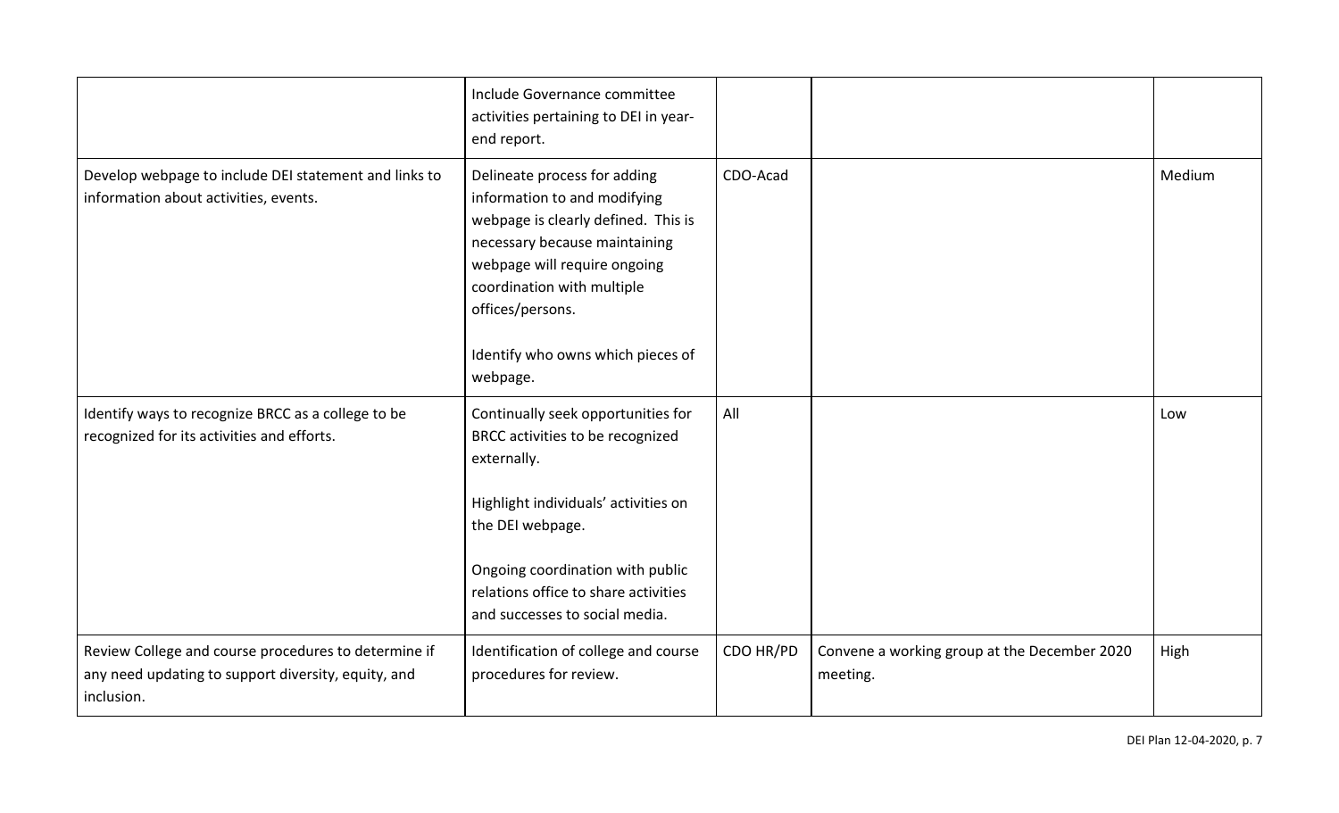| | | | | |
|---|---|---|---|---|
| | Include Governance committee activities pertaining to DEI in year-end report. | | | |
| Develop webpage to include DEI statement and links to information about activities, events. | Delineate process for adding information to and modifying webpage is clearly defined. This is necessary because maintaining webpage will require ongoing coordination with multiple offices/persons.<br><br>Identify who owns which pieces of webpage. | CDO-Acad | | Medium |
| Identify ways to recognize BRCC as a college to be recognized for its activities and efforts. | Continually seek opportunities for BRCC activities to be recognized externally.<br><br>Highlight individuals' activities on the DEI webpage.<br><br>Ongoing coordination with public relations office to share activities and successes to social media. | All | | Low |
| Review College and course procedures to determine if any need updating to support diversity, equity, and inclusion. | Identification of college and course procedures for review. | CDO HR/PD | Convene a working group at the December 2020 meeting. | High |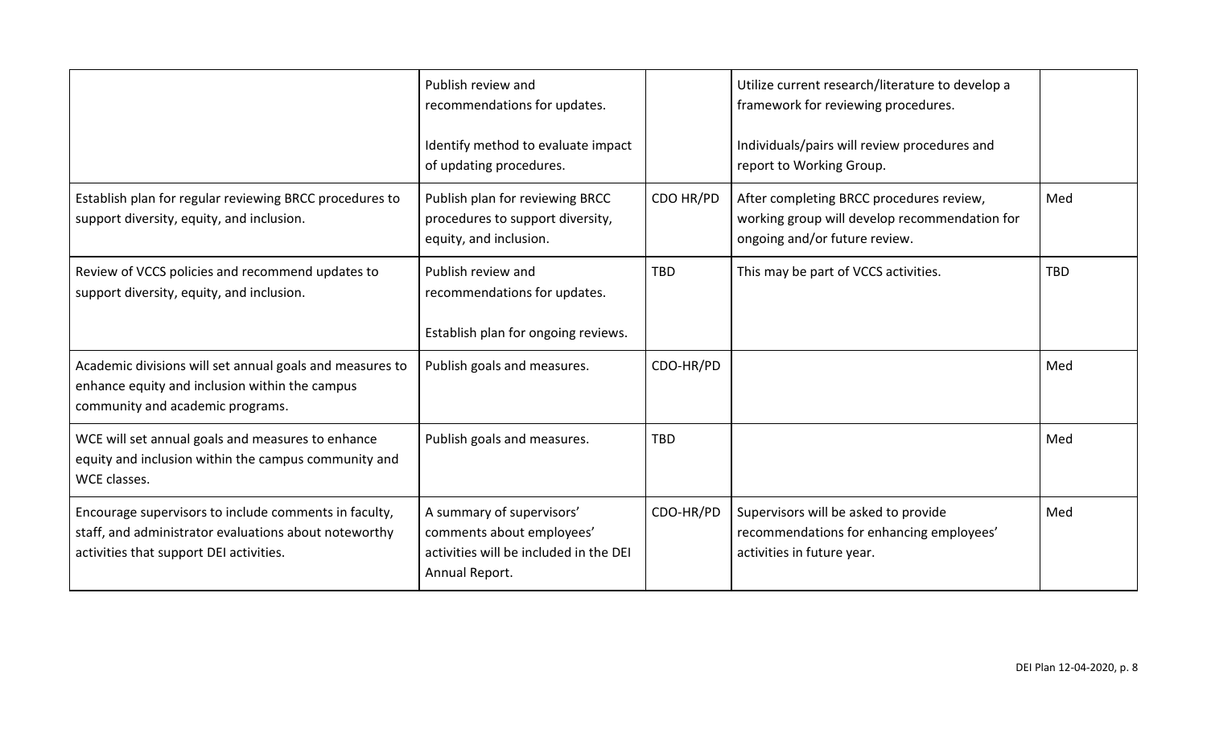| | | | | |
|---|---|---|---|---|
| | Publish review and recommendations for updates.<br><br>Identify method to evaluate impact of updating procedures. | | Utilize current research/literature to develop a framework for reviewing procedures.<br><br>Individuals/pairs will review procedures and report to Working Group. | |
| Establish plan for regular reviewing BRCC procedures to support diversity, equity, and inclusion. | Publish plan for reviewing BRCC procedures to support diversity, equity, and inclusion. | CDO HR/PD | After completing BRCC procedures review, working group will develop recommendation for ongoing and/or future review. | Med |
| Review of VCCS policies and recommend updates to support diversity, equity, and inclusion. | Publish review and recommendations for updates.<br><br>Establish plan for ongoing reviews. | TBD | This may be part of VCCS activities. | TBD |
| Academic divisions will set annual goals and measures to enhance equity and inclusion within the campus community and academic programs. | Publish goals and measures. | CDO-HR/PD | | Med |
| WCE will set annual goals and measures to enhance equity and inclusion within the campus community and WCE classes. | Publish goals and measures. | TBD | | Med |
| Encourage supervisors to include comments in faculty, staff, and administrator evaluations about noteworthy activities that support DEI activities. | A summary of supervisors' comments about employees' activities will be included in the DEI Annual Report. | CDO-HR/PD | Supervisors will be asked to provide recommendations for enhancing employees' activities in future year. | Med |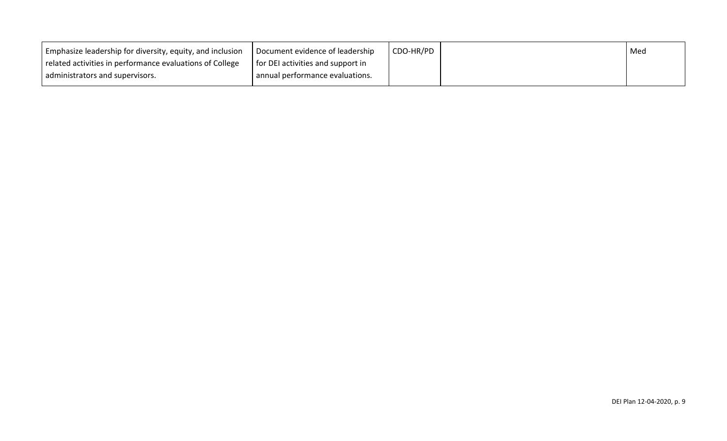| | | | | |
|---|---|---|---|---|
| Emphasize leadership for diversity, equity, and inclusion related activities in performance evaluations of College administrators and supervisors. | Document evidence of leadership for DEI activities and support in annual performance evaluations. | CDO-HR/PD | | Med |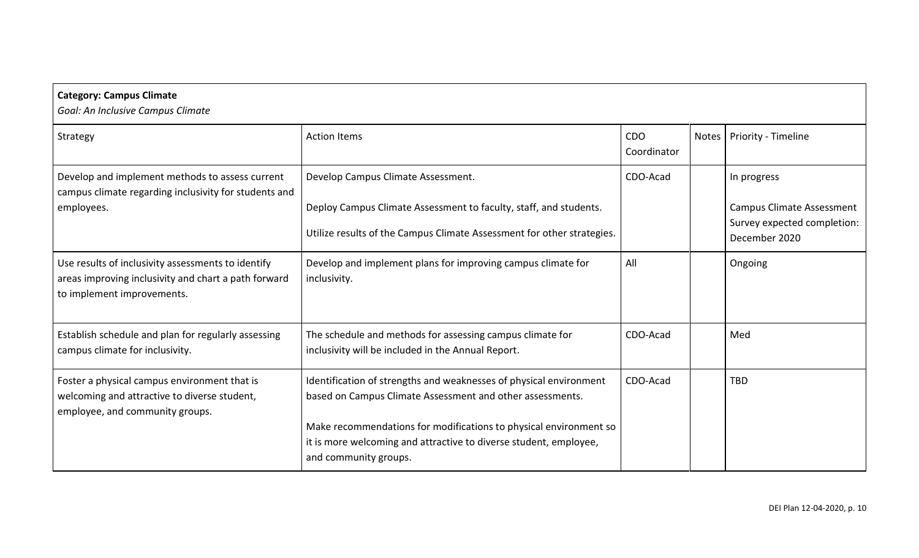**Category: Campus Climate**
*Goal: An Inclusive Campus Climate*

| Strategy | Action Items | CDO Coordinator | Notes | Priority - Timeline |
|---|---|---|---|---|
| Develop and implement methods to assess current campus climate regarding inclusivity for students and employees. | Develop Campus Climate Assessment.<br><br>Deploy Campus Climate Assessment to faculty, staff, and students.<br><br>Utilize results of the Campus Climate Assessment for other strategies. | CDO-Acad | | In progress<br><br>Campus Climate Assessment Survey expected completion: December 2020 |
| Use results of inclusivity assessments to identify areas improving inclusivity and chart a path forward to implement improvements. | Develop and implement plans for improving campus climate for inclusivity. | All | | Ongoing |
| Establish schedule and plan for regularly assessing campus climate for inclusivity. | The schedule and methods for assessing campus climate for inclusivity will be included in the Annual Report. | CDO-Acad | | Med |
| Foster a physical campus environment that is welcoming and attractive to diverse student, employee, and community groups. | Identification of strengths and weaknesses of physical environment based on Campus Climate Assessment and other assessments.<br><br>Make recommendations for modifications to physical environment so it is more welcoming and attractive to diverse student, employee, and community groups. | CDO-Acad | | TBD |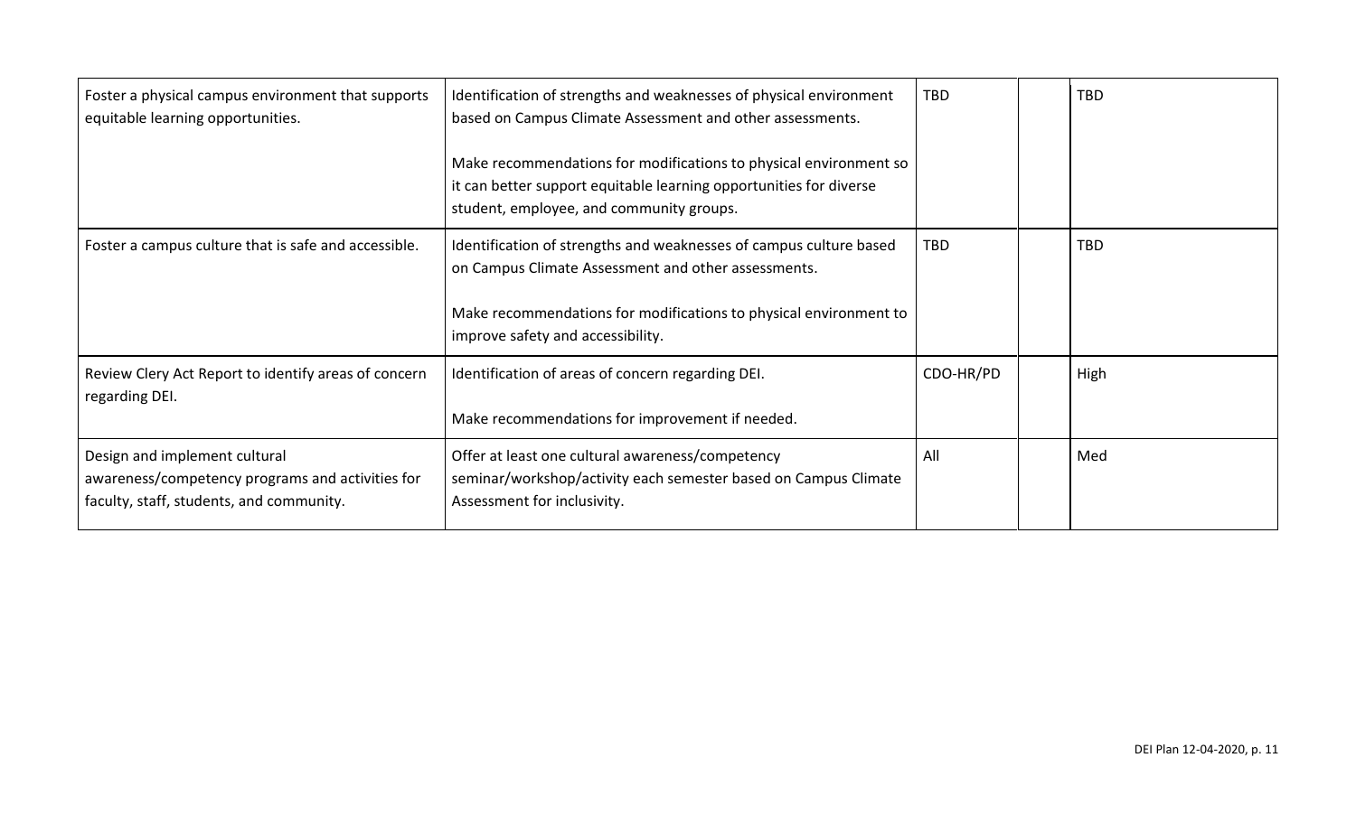| | | | | |
|---|---|---|---|---|
| Foster a physical campus environment that supports equitable learning opportunities. | Identification of strengths and weaknesses of physical environment based on Campus Climate Assessment and other assessments.<br><br>Make recommendations for modifications to physical environment so it can better support equitable learning opportunities for diverse student, employee, and community groups. | TBD | | TBD |
| Foster a campus culture that is safe and accessible. | Identification of strengths and weaknesses of campus culture based on Campus Climate Assessment and other assessments.<br><br>Make recommendations for modifications to physical environment to improve safety and accessibility. | TBD | | TBD |
| Review Clery Act Report to identify areas of concern regarding DEI. | Identification of areas of concern regarding DEI.<br><br>Make recommendations for improvement if needed. | CDO-HR/PD | | High |
| Design and implement cultural awareness/competency programs and activities for faculty, staff, students, and community. | Offer at least one cultural awareness/competency seminar/workshop/activity each semester based on Campus Climate Assessment for inclusivity. | All | | Med |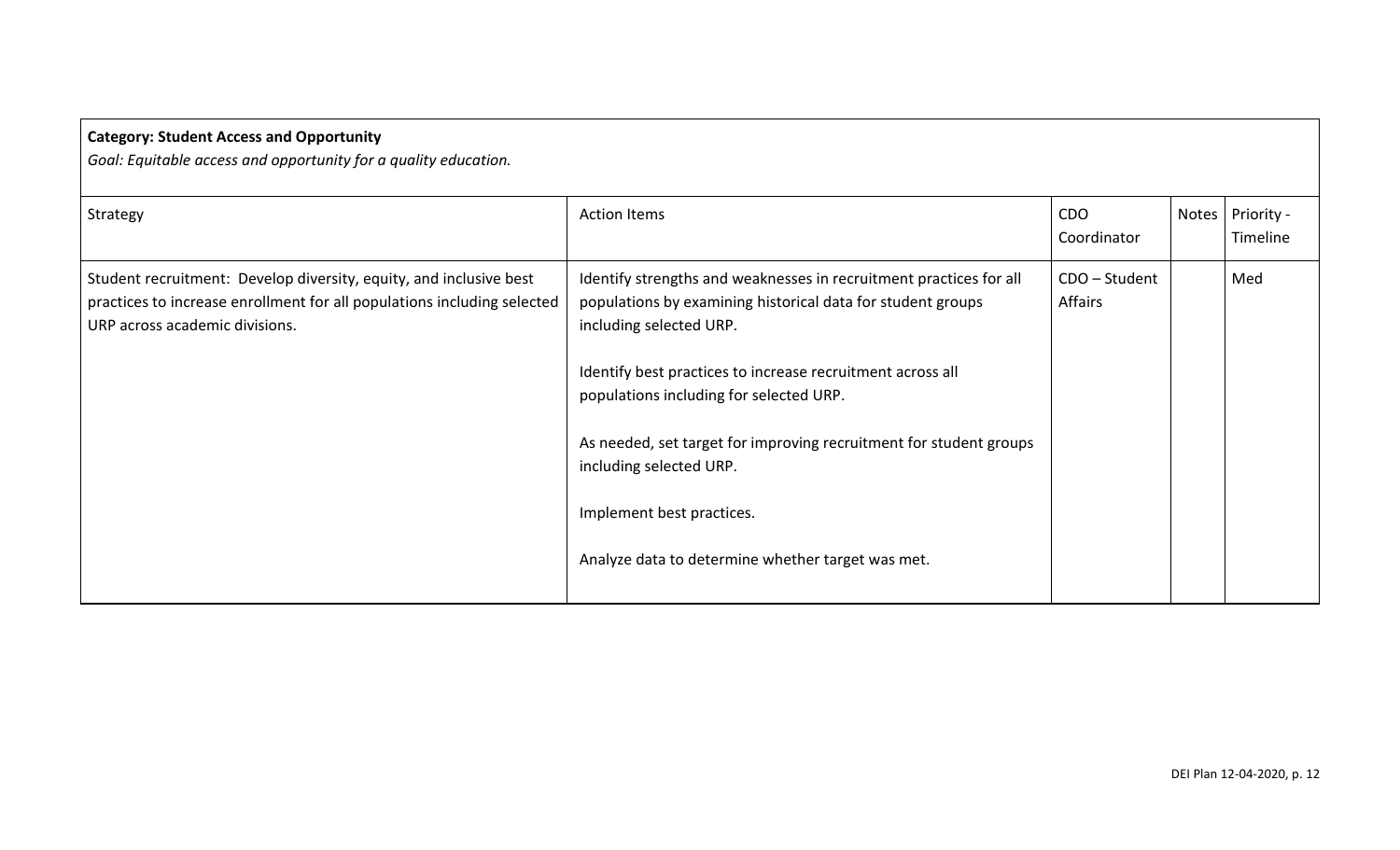**Category: Student Access and Opportunity**

*Goal: Equitable access and opportunity for a quality education.*

| Strategy | Action Items | CDO Coordinator | Notes | Priority - Timeline |
|---|---|---|---|---|
| Student recruitment: Develop diversity, equity, and inclusive best practices to increase enrollment for all populations including selected URP across academic divisions. | Identify strengths and weaknesses in recruitment practices for all populations by examining historical data for student groups including selected URP.<br><br>Identify best practices to increase recruitment across all populations including for selected URP.<br><br>As needed, set target for improving recruitment for student groups including selected URP.<br><br>Implement best practices.<br><br>Analyze data to determine whether target was met. | CDO – Student Affairs | | Med |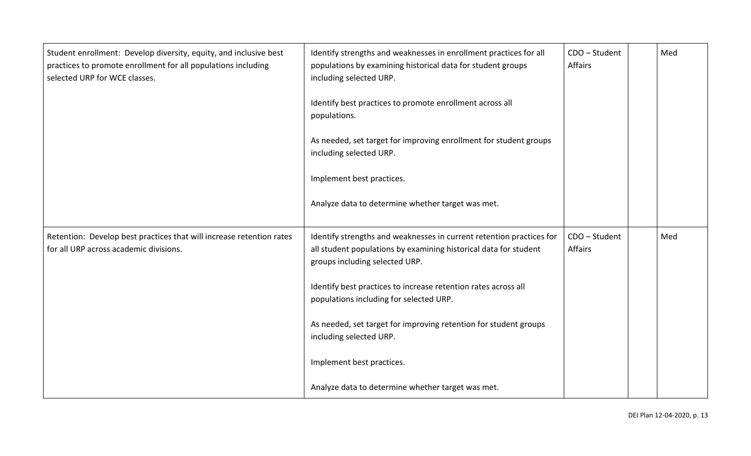| | | | | |
|---|---|---|---|---|
| Student enrollment: Develop diversity, equity, and inclusive best practices to promote enrollment for all populations including selected URP for WCE classes. | Identify strengths and weaknesses in enrollment practices for all populations by examining historical data for student groups including selected URP.<br><br>Identify best practices to promote enrollment across all populations.<br><br>As needed, set target for improving enrollment for student groups including selected URP.<br><br>Implement best practices.<br><br>Analyze data to determine whether target was met. | CDO – Student Affairs | | Med |
| Retention: Develop best practices that will increase retention rates for all URP across academic divisions. | Identify strengths and weaknesses in current retention practices for all student populations by examining historical data for student groups including selected URP.<br><br>Identify best practices to increase retention rates across all populations including for selected URP.<br><br>As needed, set target for improving retention for student groups including selected URP.<br><br>Implement best practices.<br><br>Analyze data to determine whether target was met. | CDO – Student Affairs | | Med |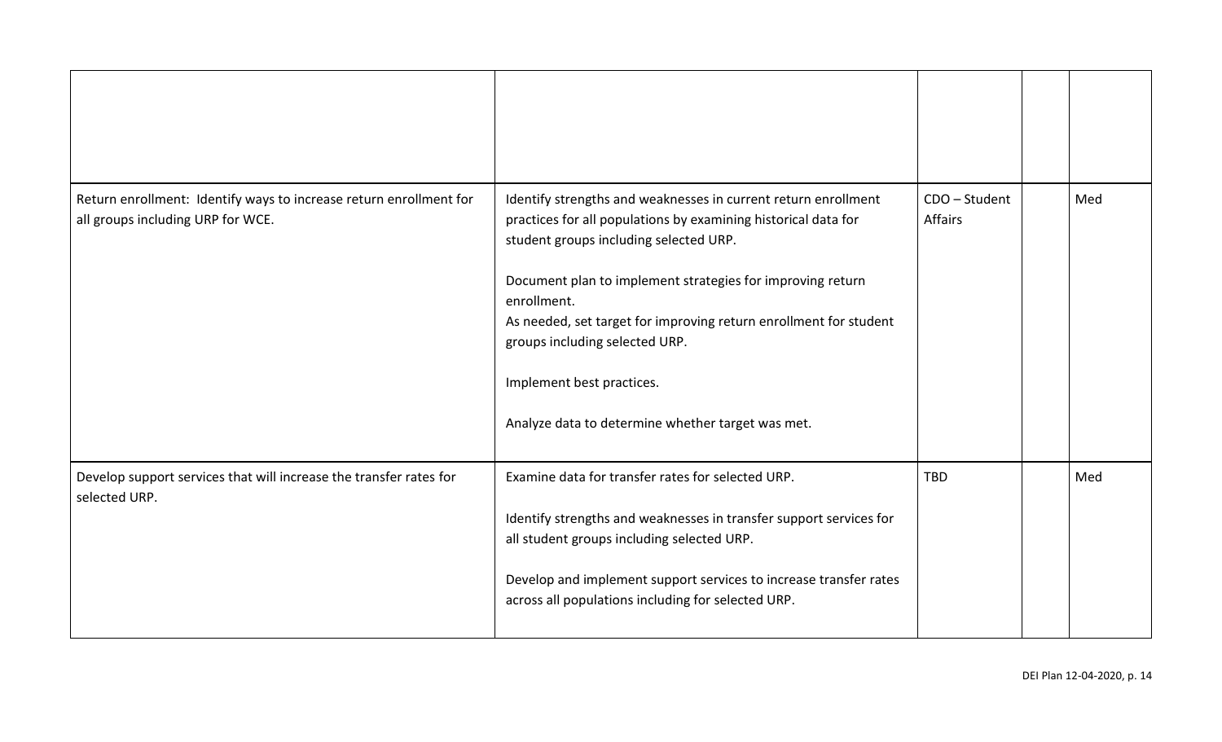| | | | | |
|---|---|---|---|---|
| | | | | |
| Return enrollment: Identify ways to increase return enrollment for all groups including URP for WCE. | Identify strengths and weaknesses in current return enrollment practices for all populations by examining historical data for student groups including selected URP.<br><br>Document plan to implement strategies for improving return enrollment.<br>As needed, set target for improving return enrollment for student groups including selected URP.<br><br>Implement best practices.<br><br>Analyze data to determine whether target was met. | CDO – Student Affairs | | Med |
| Develop support services that will increase the transfer rates for selected URP. | Examine data for transfer rates for selected URP.<br><br>Identify strengths and weaknesses in transfer support services for all student groups including selected URP.<br><br>Develop and implement support services to increase transfer rates across all populations including for selected URP. | TBD | | Med |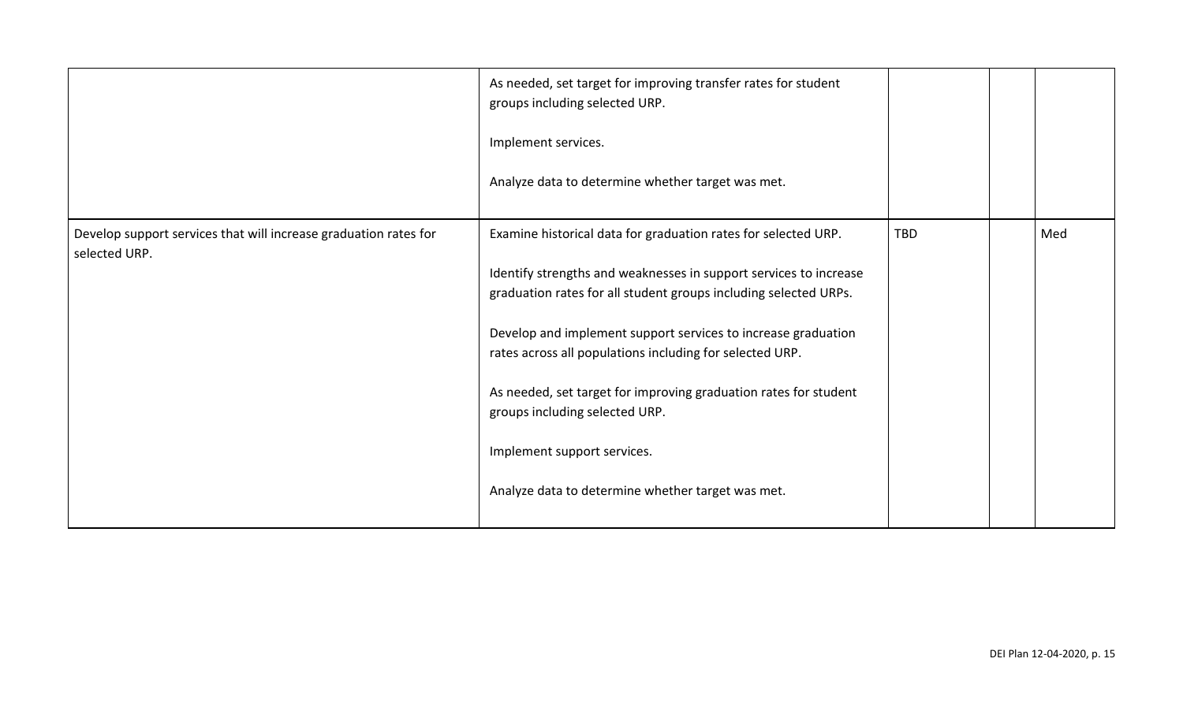| | | | | |
|---|---|---|---|---|
| | As needed, set target for improving transfer rates for student groups including selected URP.<br><br>Implement services.<br><br>Analyze data to determine whether target was met. | | | |
| Develop support services that will increase graduation rates for selected URP. | Examine historical data for graduation rates for selected URP.<br><br>Identify strengths and weaknesses in support services to increase graduation rates for all student groups including selected URPs.<br><br>Develop and implement support services to increase graduation rates across all populations including for selected URP.<br><br>As needed, set target for improving graduation rates for student groups including selected URP.<br><br>Implement support services.<br><br>Analyze data to determine whether target was met. | TBD | | Med |

DEI Plan 12-04-2020, p. 15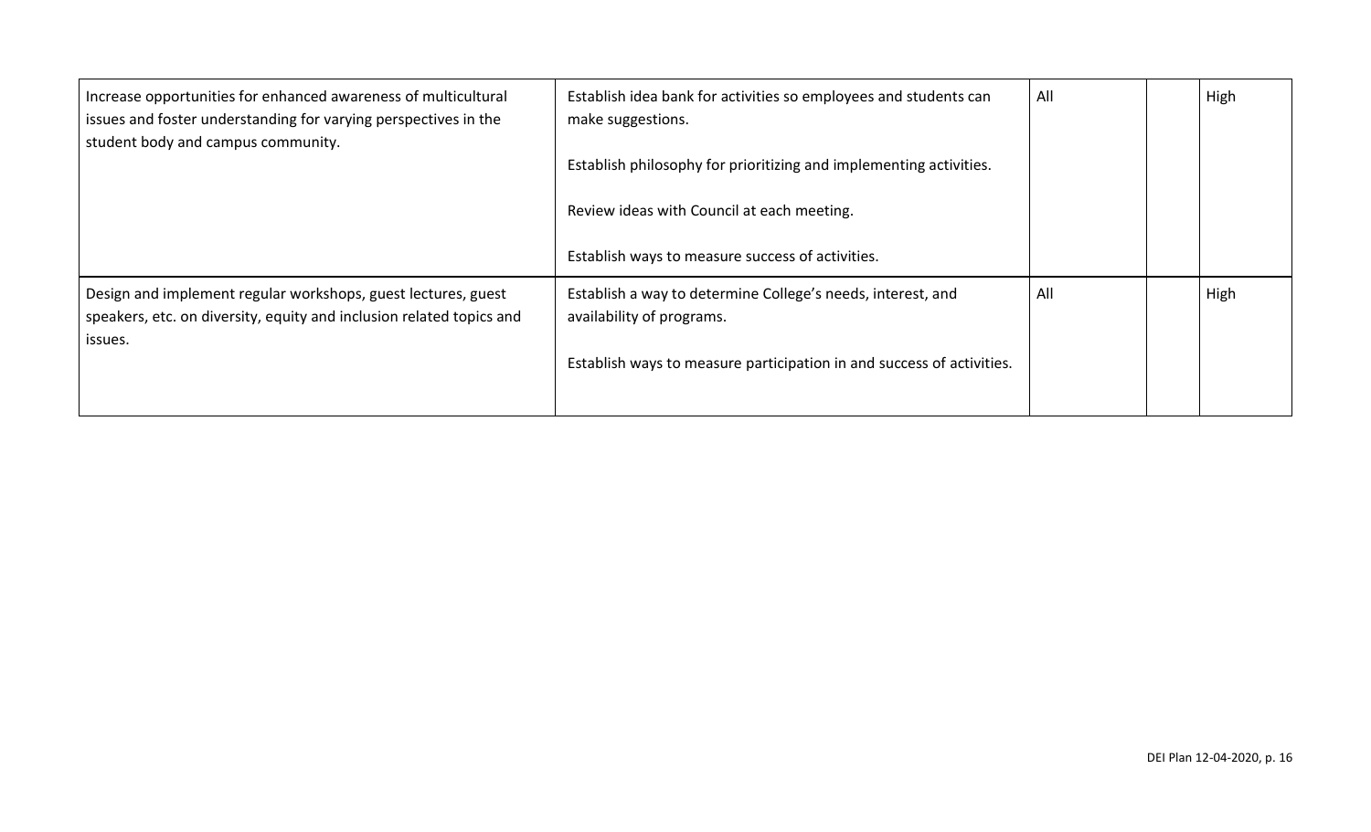| | | | | |
|---|---|---|---|---|
| Increase opportunities for enhanced awareness of multicultural issues and foster understanding for varying perspectives in the student body and campus community. | Establish idea bank for activities so employees and students can make suggestions.<br><br>Establish philosophy for prioritizing and implementing activities.<br><br>Review ideas with Council at each meeting.<br><br>Establish ways to measure success of activities. | All | | High |
| Design and implement regular workshops, guest lectures, guest speakers, etc. on diversity, equity and inclusion related topics and issues. | Establish a way to determine College's needs, interest, and availability of programs.<br><br>Establish ways to measure participation in and success of activities. | All | | High |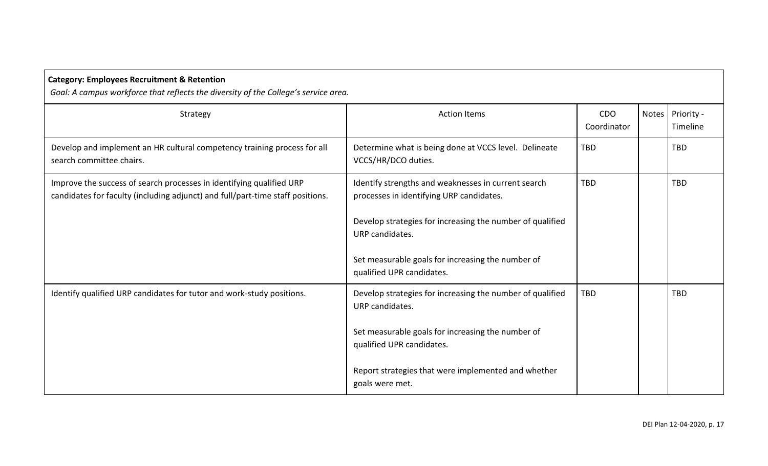**Category: Employees Recruitment & Retention**

*Goal: A campus workforce that reflects the diversity of the College's service area.*

| Strategy | Action Items | CDO Coordinator | Notes | Priority - Timeline |
|---|---|---|---|---|
| Develop and implement an HR cultural competency training process for all search committee chairs. | Determine what is being done at VCCS level. Delineate VCCS/HR/DCO duties. | TBD | | TBD |
| Improve the success of search processes in identifying qualified URP candidates for faculty (including adjunct) and full/part-time staff positions. | Identify strengths and weaknesses in current search processes in identifying URP candidates.<br><br>Develop strategies for increasing the number of qualified URP candidates.<br><br>Set measurable goals for increasing the number of qualified UPR candidates. | TBD | | TBD |
| Identify qualified URP candidates for tutor and work-study positions. | Develop strategies for increasing the number of qualified URP candidates.<br><br>Set measurable goals for increasing the number of qualified UPR candidates.<br><br>Report strategies that were implemented and whether goals were met. | TBD | | TBD |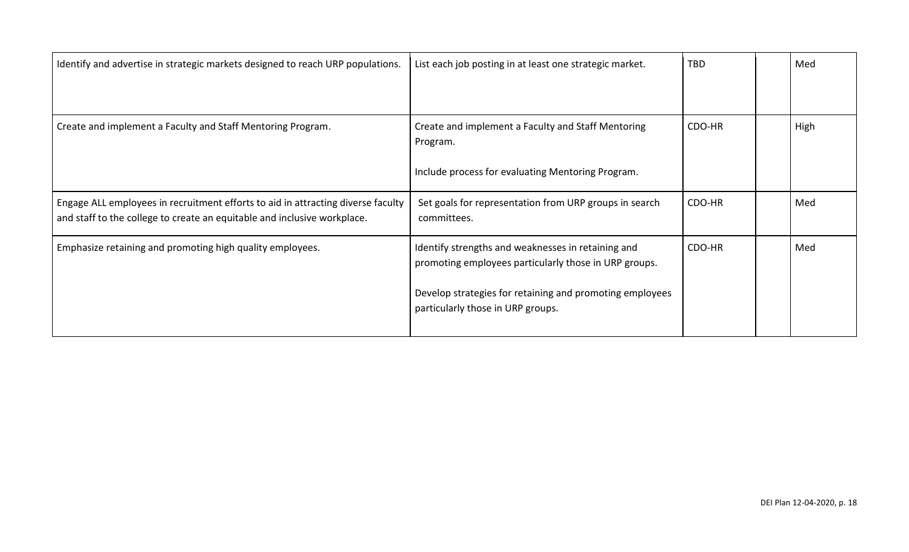| | | | | |
|---|---|---|---|---|
| Identify and advertise in strategic markets designed to reach URP populations. | List each job posting in at least one strategic market. | TBD | | Med |
| Create and implement a Faculty and Staff Mentoring Program. | Create and implement a Faculty and Staff Mentoring Program.<br><br>Include process for evaluating Mentoring Program. | CDO-HR | | High |
| Engage ALL employees in recruitment efforts to aid in attracting diverse faculty and staff to the college to create an equitable and inclusive workplace. | Set goals for representation from URP groups in search committees. | CDO-HR | | Med |
| Emphasize retaining and promoting high quality employees. | Identify strengths and weaknesses in retaining and promoting employees particularly those in URP groups.<br><br>Develop strategies for retaining and promoting employees particularly those in URP groups. | CDO-HR | | Med |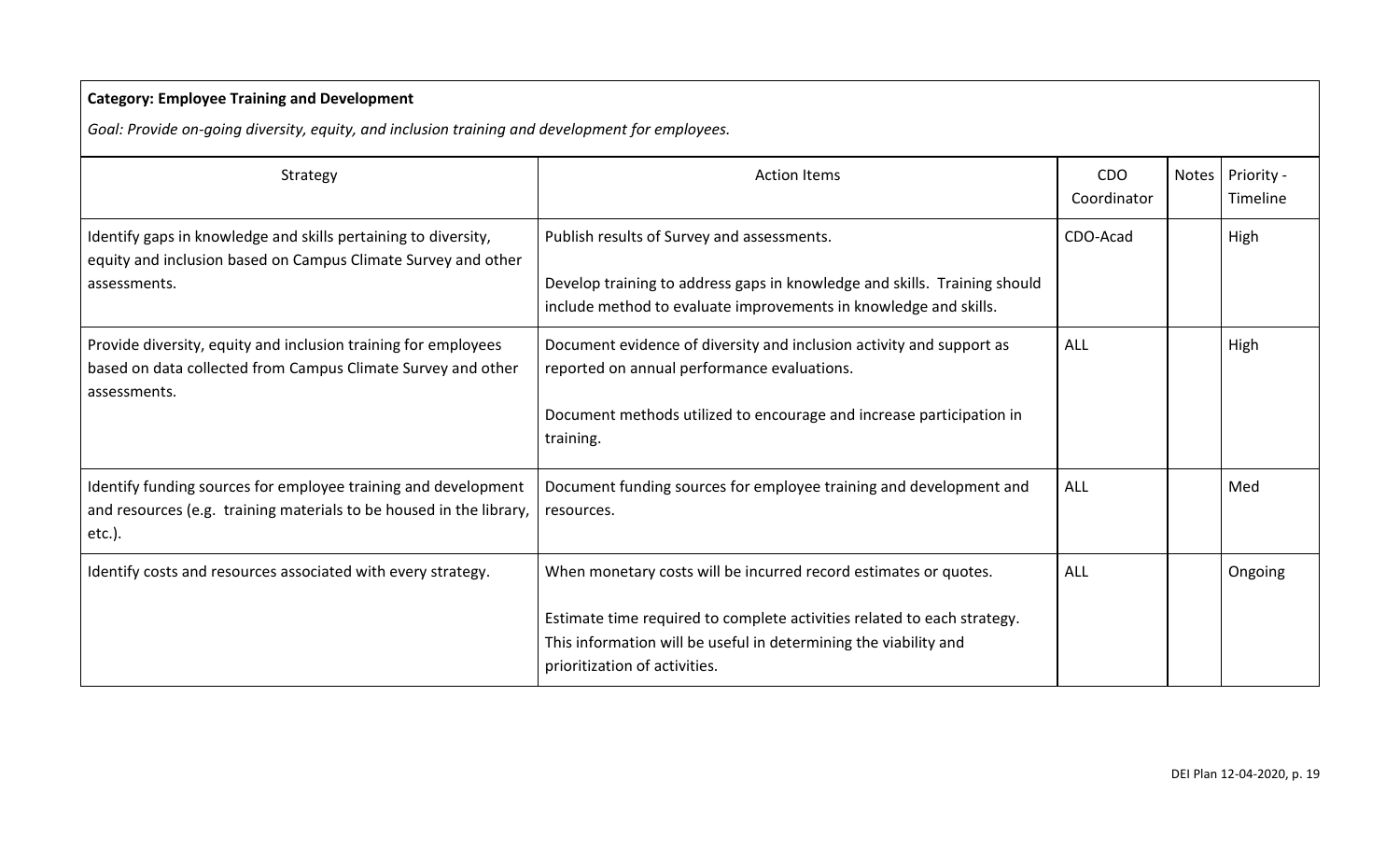**Category: Employee Training and Development**

*Goal: Provide on-going diversity, equity, and inclusion training and development for employees.*

| Strategy | Action Items | CDO Coordinator | Notes | Priority - Timeline |
|---|---|---|---|---|
| Identify gaps in knowledge and skills pertaining to diversity, equity and inclusion based on Campus Climate Survey and other assessments. | Publish results of Survey and assessments.<br><br>Develop training to address gaps in knowledge and skills. Training should include method to evaluate improvements in knowledge and skills. | CDO-Acad | | High |
| Provide diversity, equity and inclusion training for employees based on data collected from Campus Climate Survey and other assessments. | Document evidence of diversity and inclusion activity and support as reported on annual performance evaluations.<br><br>Document methods utilized to encourage and increase participation in training. | ALL | | High |
| Identify funding sources for employee training and development and resources (e.g. training materials to be housed in the library, etc.). | Document funding sources for employee training and development and resources. | ALL | | Med |
| Identify costs and resources associated with every strategy. | When monetary costs will be incurred record estimates or quotes.<br><br>Estimate time required to complete activities related to each strategy. This information will be useful in determining the viability and prioritization of activities. | ALL | | Ongoing |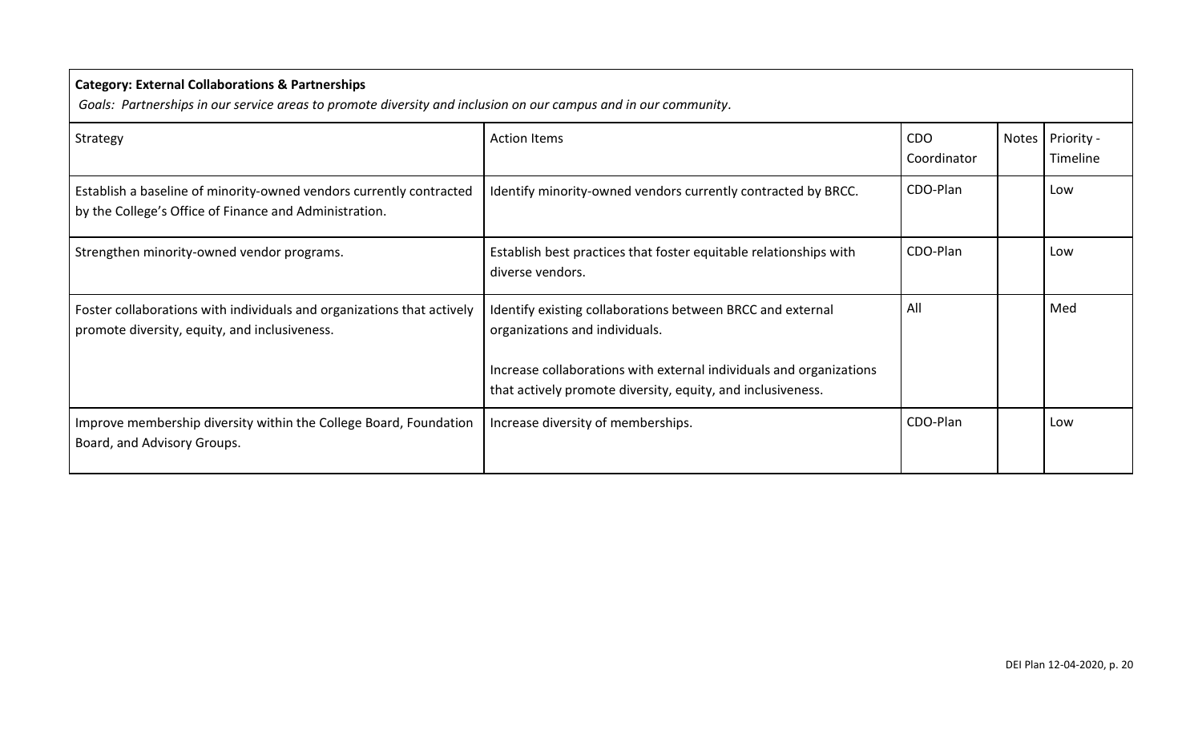**Category: External Collaborations & Partnerships**

*Goals: Partnerships in our service areas to promote diversity and inclusion on our campus and in our community.*

| Strategy | Action Items | CDO Coordinator | Notes | Priority - Timeline |
|---|---|---|---|---|
| Establish a baseline of minority-owned vendors currently contracted by the College's Office of Finance and Administration. | Identify minority-owned vendors currently contracted by BRCC. | CDO-Plan | | Low |
| Strengthen minority-owned vendor programs. | Establish best practices that foster equitable relationships with diverse vendors. | CDO-Plan | | Low |
| Foster collaborations with individuals and organizations that actively promote diversity, equity, and inclusiveness. | Identify existing collaborations between BRCC and external organizations and individuals.<br><br>Increase collaborations with external individuals and organizations that actively promote diversity, equity, and inclusiveness. | All | | Med |
| Improve membership diversity within the College Board, Foundation Board, and Advisory Groups. | Increase diversity of memberships. | CDO-Plan | | Low |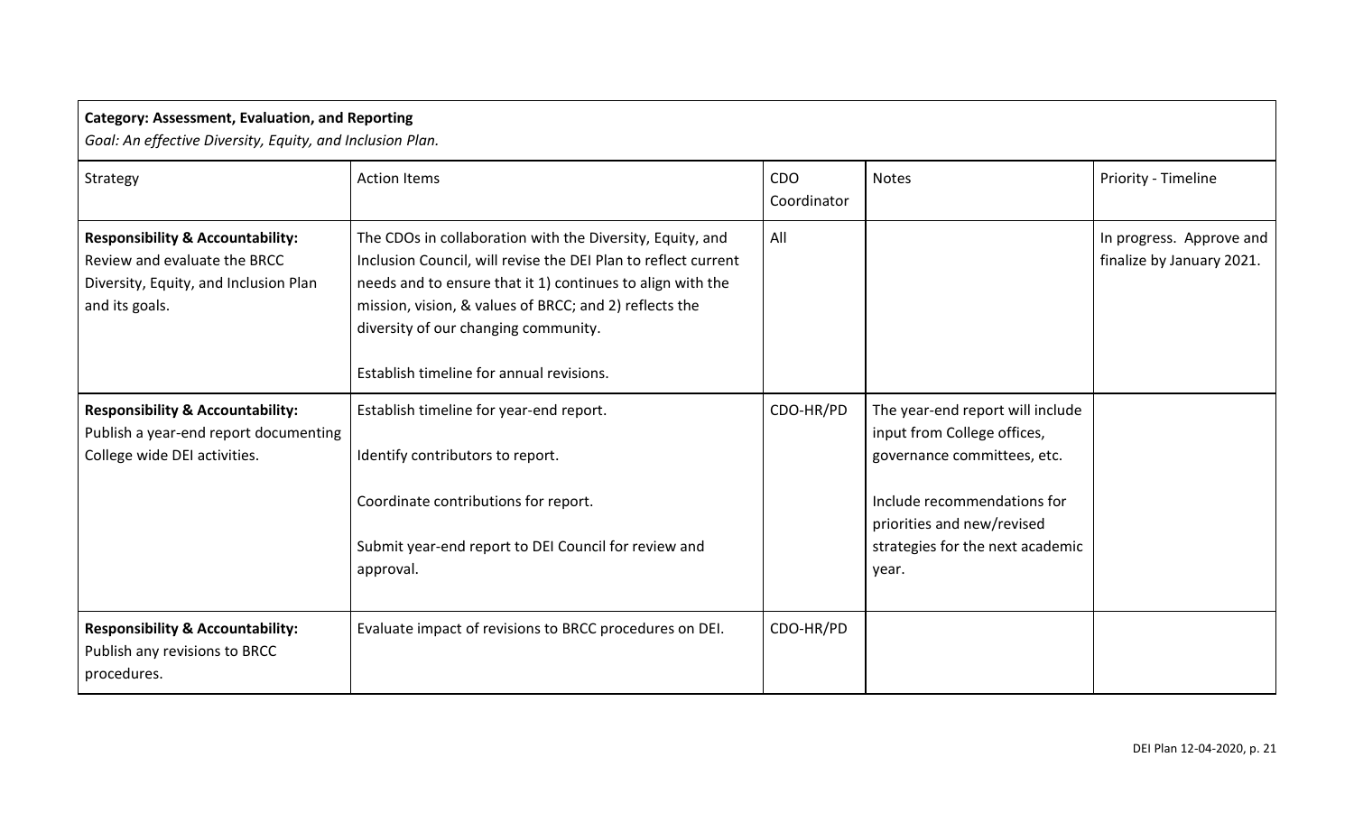**Category: Assessment, Evaluation, and Reporting**

*Goal: An effective Diversity, Equity, and Inclusion Plan.*

| Strategy | Action Items | CDO Coordinator | Notes | Priority - Timeline |
|---|---|---|---|---|
| **Responsibility & Accountability:** Review and evaluate the BRCC Diversity, Equity, and Inclusion Plan and its goals. | The CDOs in collaboration with the Diversity, Equity, and Inclusion Council, will revise the DEI Plan to reflect current needs and to ensure that it 1) continues to align with the mission, vision, & values of BRCC; and 2) reflects the diversity of our changing community.<br><br>Establish timeline for annual revisions. | All | | In progress. Approve and finalize by January 2021. |
| **Responsibility & Accountability:** Publish a year-end report documenting College wide DEI activities. | Establish timeline for year-end report.<br><br>Identify contributors to report.<br><br>Coordinate contributions for report.<br><br>Submit year-end report to DEI Council for review and approval. | CDO-HR/PD | The year-end report will include input from College offices, governance committees, etc.<br><br>Include recommendations for priorities and new/revised strategies for the next academic year. | |
| **Responsibility & Accountability:** Publish any revisions to BRCC procedures. | Evaluate impact of revisions to BRCC procedures on DEI. | CDO-HR/PD | | |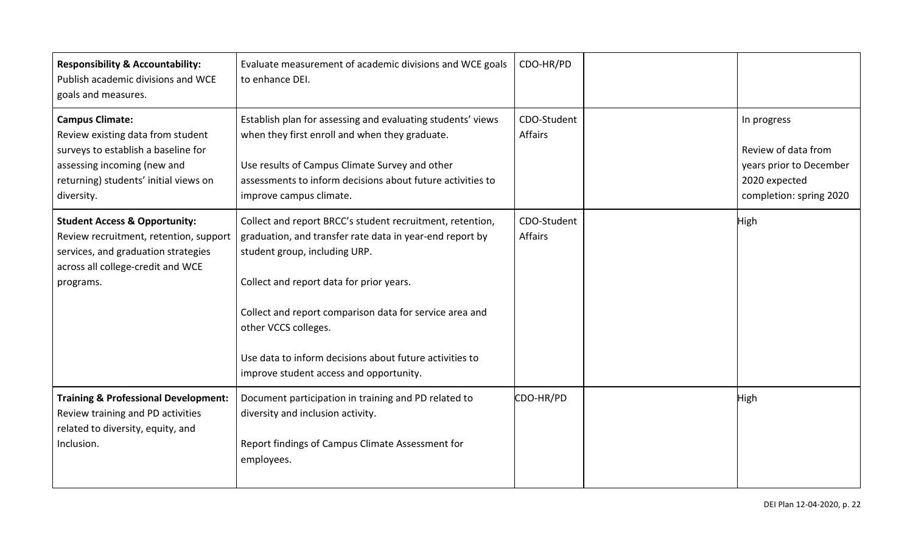| | | | | |
|---|---|---|---|---|
| **Responsibility & Accountability:** Publish academic divisions and WCE goals and measures. | Evaluate measurement of academic divisions and WCE goals to enhance DEI. | CDO-HR/PD | | |
| **Campus Climate:** Review existing data from student surveys to establish a baseline for assessing incoming (new and returning) students' initial views on diversity. | Establish plan for assessing and evaluating students' views when they first enroll and when they graduate.<br><br>Use results of Campus Climate Survey and other assessments to inform decisions about future activities to improve campus climate. | CDO-Student Affairs | | In progress<br><br>Review of data from years prior to December 2020 expected completion: spring 2020 |
| **Student Access & Opportunity:** Review recruitment, retention, support services, and graduation strategies across all college-credit and WCE programs. | Collect and report BRCC's student recruitment, retention, graduation, and transfer rate data in year-end report by student group, including URP.<br><br>Collect and report data for prior years.<br><br>Collect and report comparison data for service area and other VCCS colleges.<br><br>Use data to inform decisions about future activities to improve student access and opportunity. | CDO-Student Affairs | | High |
| **Training & Professional Development:** Review training and PD activities related to diversity, equity, and Inclusion. | Document participation in training and PD related to diversity and inclusion activity.<br><br>Report findings of Campus Climate Assessment for employees. | CDO-HR/PD | | High |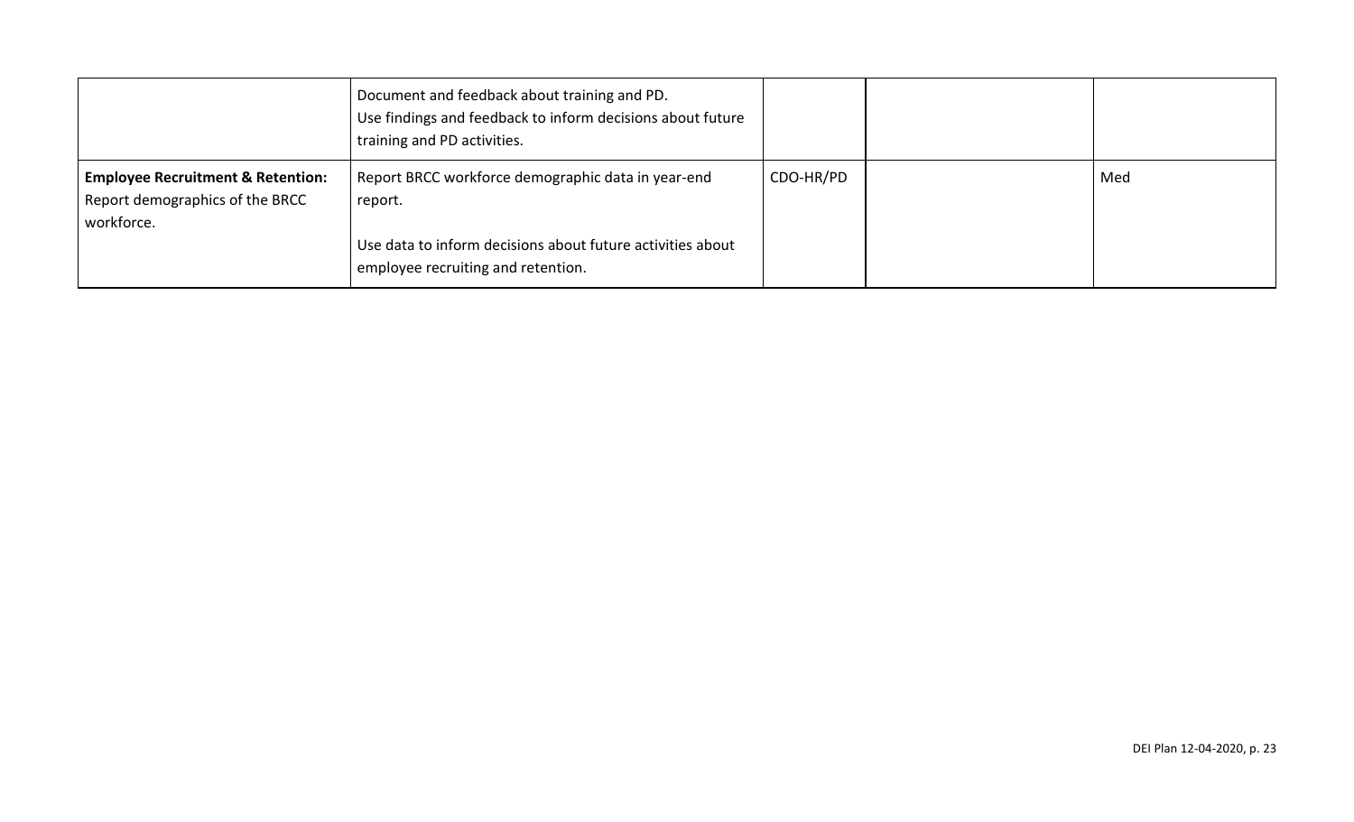| | | | | |
|---|---|---|---|---|
| | Document and feedback about training and PD.<br>Use findings and feedback to inform decisions about future training and PD activities. | | | |
| **Employee Recruitment & Retention:** Report demographics of the BRCC workforce. | Report BRCC workforce demographic data in year-end report.<br><br>Use data to inform decisions about future activities about employee recruiting and retention. | CDO-HR/PD | | Med |